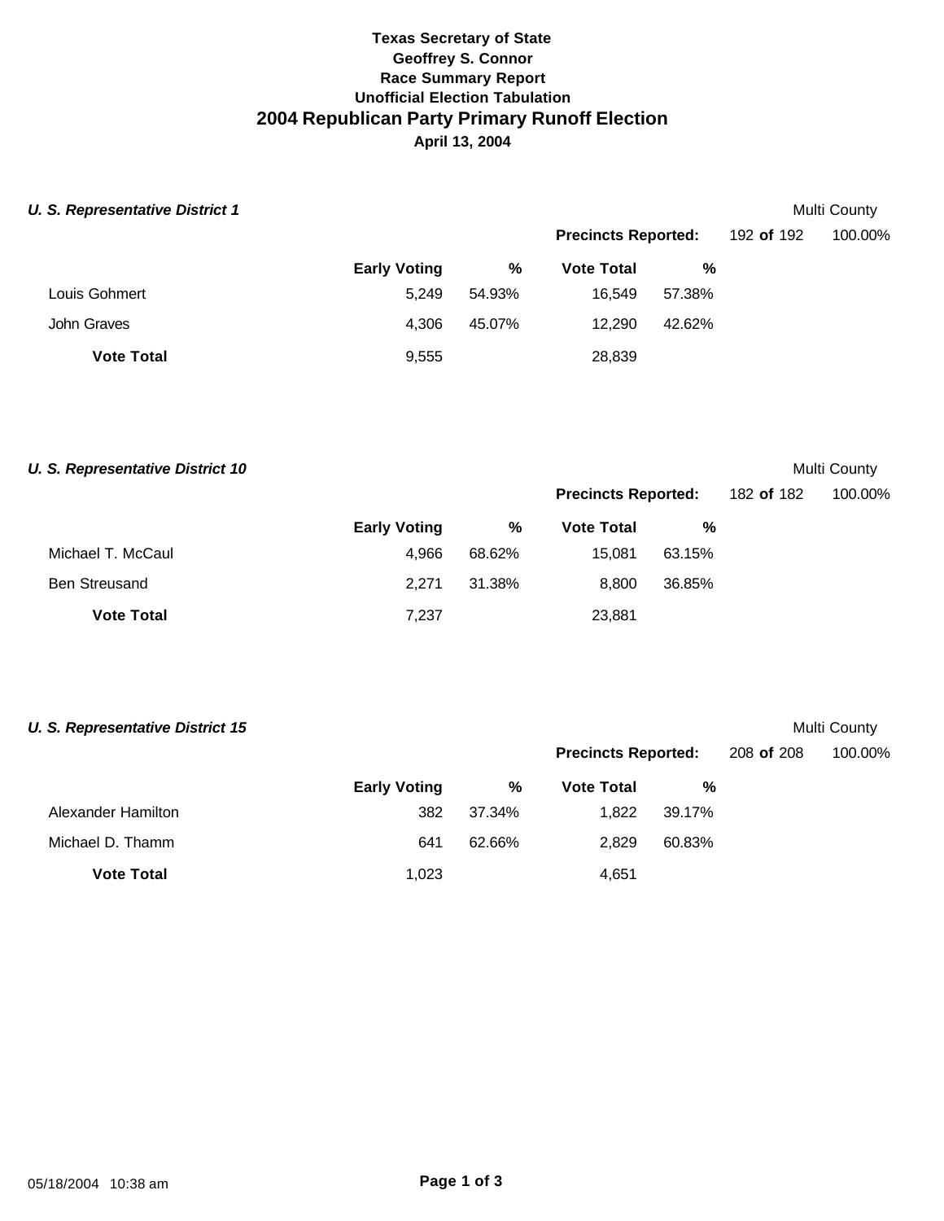**Texas Secretary of State**
**Geoffrey S. Connor**
**Race Summary Report**
**Unofficial Election Tabulation**

# 2004 Republican Party Primary Runoff Election

**April 13, 2004**

### *U. S. Representative District 1*

Multi County

**Precincts Reported:** 192 **of** 192 100.00%

| | Early Voting | % | Vote Total | % |
|---|---|---|---|---|
| Louis Gohmert | 5,249 | 54.93% | 16,549 | 57.38% |
| John Graves | 4,306 | 45.07% | 12,290 | 42.62% |
| **Vote Total** | 9,555 | | 28,839 | |

### *U. S. Representative District 10*

Multi County

**Precincts Reported:** 182 **of** 182 100.00%

| | Early Voting | % | Vote Total | % |
|---|---|---|---|---|
| Michael T. McCaul | 4,966 | 68.62% | 15,081 | 63.15% |
| Ben Streusand | 2,271 | 31.38% | 8,800 | 36.85% |
| **Vote Total** | 7,237 | | 23,881 | |

### *U. S. Representative District 15*

Multi County

**Precincts Reported:** 208 **of** 208 100.00%

| | Early Voting | % | Vote Total | % |
|---|---|---|---|---|
| Alexander Hamilton | 382 | 37.34% | 1,822 | 39.17% |
| Michael D. Thamm | 641 | 62.66% | 2,829 | 60.83% |
| **Vote Total** | 1,023 | | 4,651 | |

05/18/2004 10:38 am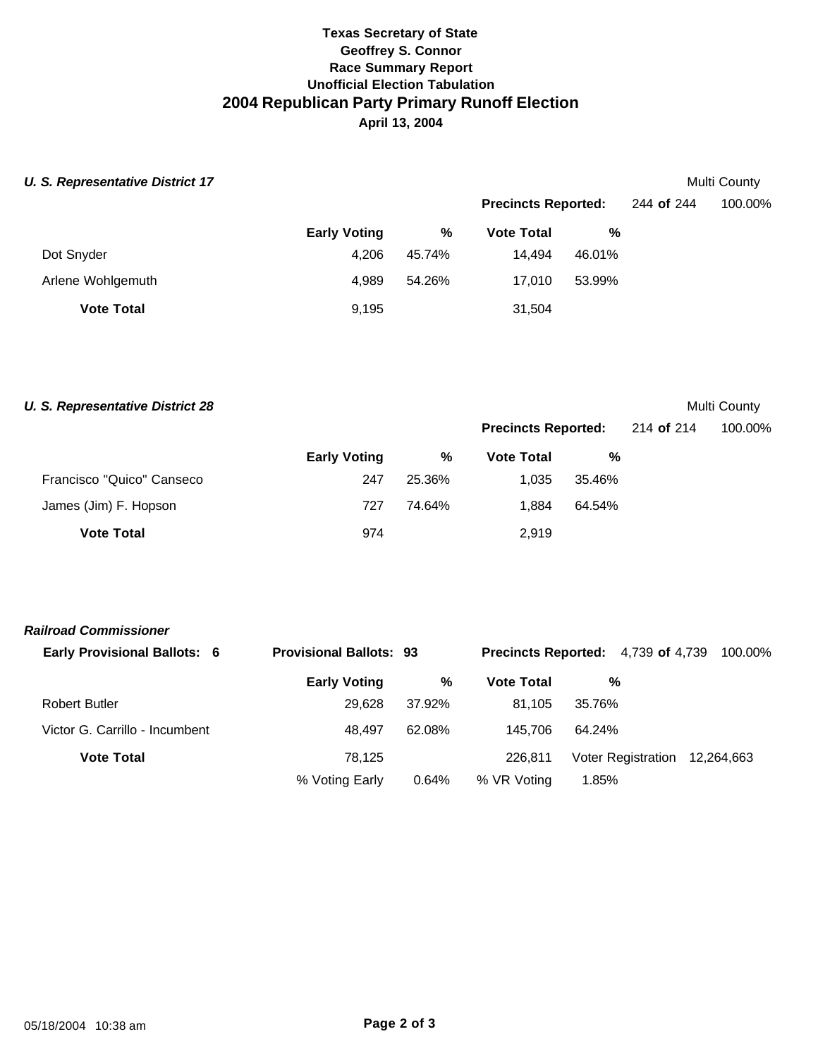**Texas Secretary of State**
**Geoffrey S. Connor**
**Race Summary Report**
**Unofficial Election Tabulation**

# 2004 Republican Party Primary Runoff Election

**April 13, 2004**

### *U. S. Representative District 17*

Multi County

**Precincts Reported:** 244 **of** 244 100.00%

| | Early Voting | % | Vote Total | % |
|---|---|---|---|---|
| Dot Snyder | 4,206 | 45.74% | 14,494 | 46.01% |
| Arlene Wohlgemuth | 4,989 | 54.26% | 17,010 | 53.99% |
| **Vote Total** | 9,195 | | 31,504 | |

### *U. S. Representative District 28*

Multi County

**Precincts Reported:** 214 **of** 214 100.00%

| | Early Voting | % | Vote Total | % |
|---|---|---|---|---|
| Francisco "Quico" Canseco | 247 | 25.36% | 1,035 | 35.46% |
| James (Jim) F. Hopson | 727 | 74.64% | 1,884 | 64.54% |
| **Vote Total** | 974 | | 2,919 | |

### *Railroad Commissioner*

**Early Provisional Ballots: 6** **Provisional Ballots: 93** **Precincts Reported:** 4,739 **of** 4,739 100.00%

| | Early Voting | % | Vote Total | % | |
|---|---|---|---|---|---|
| Robert Butler | 29,628 | 37.92% | 81,105 | 35.76% | |
| Victor G. Carrillo - Incumbent | 48,497 | 62.08% | 145,706 | 64.24% | |
| **Vote Total** | 78,125 | | 226,811 | Voter Registration | 12,264,663 |
| | % Voting Early | 0.64% | % VR Voting | 1.85% | |

05/18/2004 10:38 am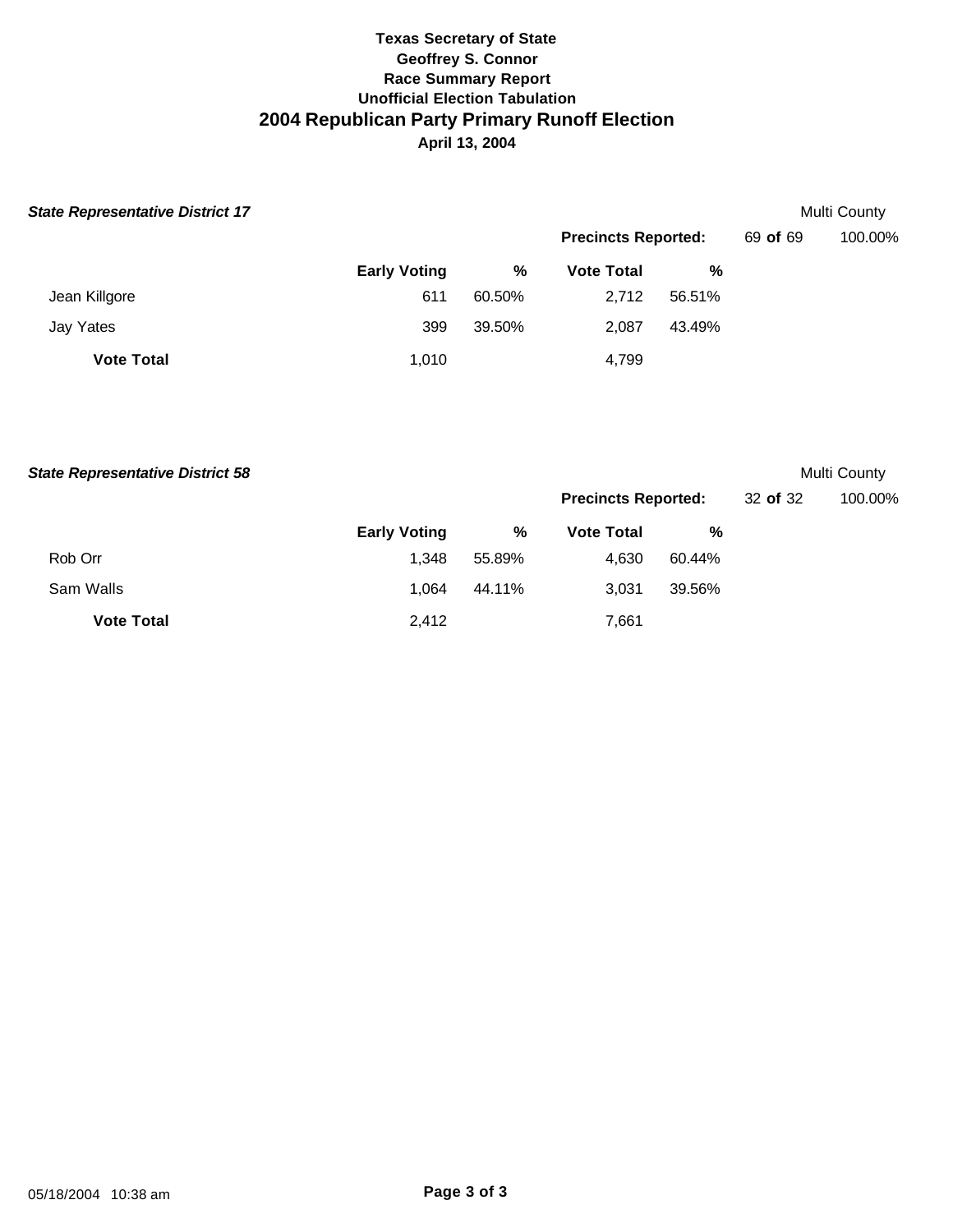**Texas Secretary of State**
**Geoffrey S. Connor**
**Race Summary Report**
**Unofficial Election Tabulation**

# 2004 Republican Party Primary Runoff Election

**April 13, 2004**

***State Representative District 17*** — Multi County

**Precincts Reported:** 69 **of** 69 — 100.00%

| | Early Voting | % | Vote Total | % |
|---|---|---|---|---|
| Jean Killgore | 611 | 60.50% | 2,712 | 56.51% |
| Jay Yates | 399 | 39.50% | 2,087 | 43.49% |
| **Vote Total** | 1,010 | | 4,799 | |

***State Representative District 58*** — Multi County

**Precincts Reported:** 32 **of** 32 — 100.00%

| | Early Voting | % | Vote Total | % |
|---|---|---|---|---|
| Rob Orr | 1,348 | 55.89% | 4,630 | 60.44% |
| Sam Walls | 1,064 | 44.11% | 3,031 | 39.56% |
| **Vote Total** | 2,412 | | 7,661 | |

05/18/2004 10:38 am